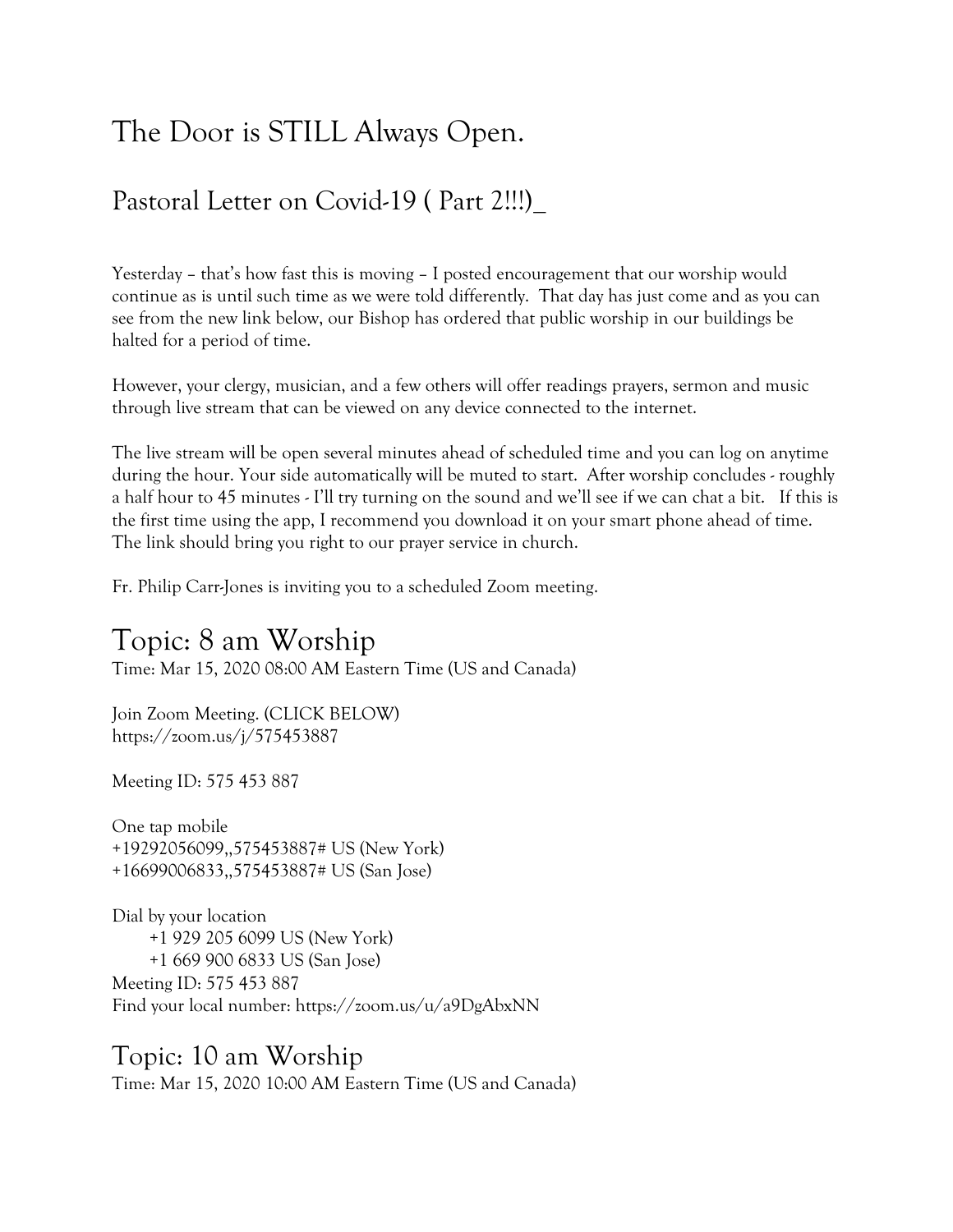# The Door is STILL Always Open.

## Pastoral Letter on Covid-19 ( Part 2!!!)_

Yesterday – that's how fast this is moving – I posted encouragement that our worship would continue as is until such time as we were told differently. That day has just come and as you can see from the new link below, our Bishop has ordered that public worship in our buildings be halted for a period of time.

However, your clergy, musician, and a few others will offer readings prayers, sermon and music through live stream that can be viewed on any device connected to the internet.

The live stream will be open several minutes ahead of scheduled time and you can log on anytime during the hour. Your side automatically will be muted to start. After worship concludes - roughly a half hour to 45 minutes - I'll try turning on the sound and we'll see if we can chat a bit. If this is the first time using the app, I recommend you download it on your smart phone ahead of time. The link should bring you right to our prayer service in church.

Fr. Philip Carr-Jones is inviting you to a scheduled Zoom meeting.

# Topic: 8 am Worship

Time: Mar 15, 2020 08:00 AM Eastern Time (US and Canada)

Join Zoom Meeting. (CLICK BELOW)
https://zoom.us/j/575453887

Meeting ID: 575 453 887

One tap mobile
+19292056099,,575453887# US (New York)
+16699006833,,575453887# US (San Jose)

Dial by your location
+1 929 205 6099 US (New York)
+1 669 900 6833 US (San Jose)
Meeting ID: 575 453 887
Find your local number: https://zoom.us/u/a9DgAbxNN

# Topic: 10 am Worship

Time: Mar 15, 2020 10:00 AM Eastern Time (US and Canada)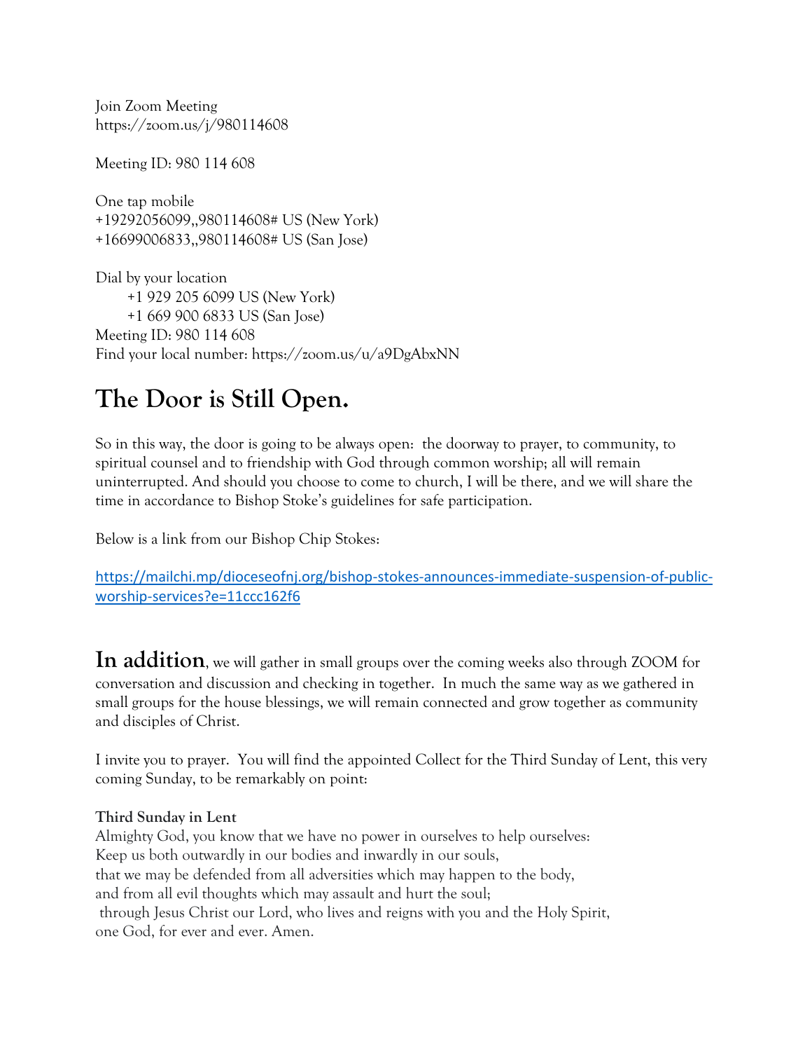Join Zoom Meeting
https://zoom.us/j/980114608

Meeting ID: 980 114 608

One tap mobile
+19292056099,,980114608# US (New York)
+16699006833,,980114608# US (San Jose)

Dial by your location
+1 929 205 6099 US (New York)
+1 669 900 6833 US (San Jose)
Meeting ID: 980 114 608
Find your local number: https://zoom.us/u/a9DgAbxNN

# The Door is Still Open.

So in this way, the door is going to be always open: the doorway to prayer, to community, to spiritual counsel and to friendship with God through common worship; all will remain uninterrupted. And should you choose to come to church, I will be there, and we will share the time in accordance to Bishop Stoke's guidelines for safe participation.

Below is a link from our Bishop Chip Stokes:

https://mailchi.mp/dioceseofnj.org/bishop-stokes-announces-immediate-suspension-of-public-worship-services?e=11ccc162f6

**In addition**, we will gather in small groups over the coming weeks also through ZOOM for conversation and discussion and checking in together. In much the same way as we gathered in small groups for the house blessings, we will remain connected and grow together as community and disciples of Christ.

I invite you to prayer. You will find the appointed Collect for the Third Sunday of Lent, this very coming Sunday, to be remarkably on point:

**Third Sunday in Lent**
Almighty God, you know that we have no power in ourselves to help ourselves:
Keep us both outwardly in our bodies and inwardly in our souls,
that we may be defended from all adversities which may happen to the body,
and from all evil thoughts which may assault and hurt the soul;
through Jesus Christ our Lord, who lives and reigns with you and the Holy Spirit,
one God, for ever and ever. Amen.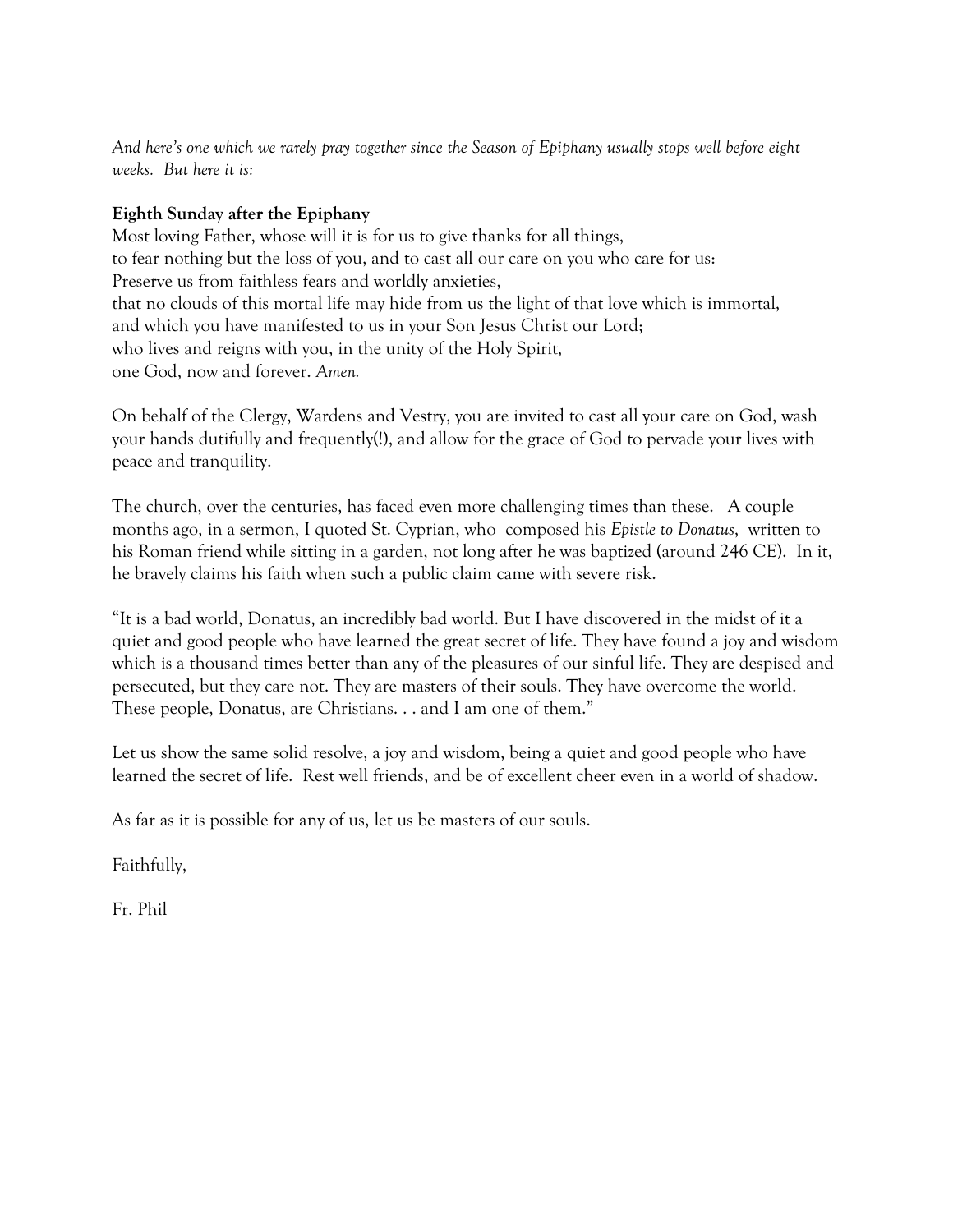*And here's one which we rarely pray together since the Season of Epiphany usually stops well before eight weeks. But here it is:*

**Eighth Sunday after the Epiphany**
Most loving Father, whose will it is for us to give thanks for all things,
to fear nothing but the loss of you, and to cast all our care on you who care for us:
Preserve us from faithless fears and worldly anxieties,
that no clouds of this mortal life may hide from us the light of that love which is immortal,
and which you have manifested to us in your Son Jesus Christ our Lord;
who lives and reigns with you, in the unity of the Holy Spirit,
one God, now and forever. *Amen.*

On behalf of the Clergy, Wardens and Vestry, you are invited to cast all your care on God, wash your hands dutifully and frequently(!), and allow for the grace of God to pervade your lives with peace and tranquility.

The church, over the centuries, has faced even more challenging times than these. A couple months ago, in a sermon, I quoted St. Cyprian, who composed his *Epistle to Donatus*, written to his Roman friend while sitting in a garden, not long after he was baptized (around 246 CE). In it, he bravely claims his faith when such a public claim came with severe risk.

"It is a bad world, Donatus, an incredibly bad world. But I have discovered in the midst of it a quiet and good people who have learned the great secret of life. They have found a joy and wisdom which is a thousand times better than any of the pleasures of our sinful life. They are despised and persecuted, but they care not. They are masters of their souls. They have overcome the world. These people, Donatus, are Christians. . . and I am one of them."

Let us show the same solid resolve, a joy and wisdom, being a quiet and good people who have learned the secret of life. Rest well friends, and be of excellent cheer even in a world of shadow.

As far as it is possible for any of us, let us be masters of our souls.

Faithfully,

Fr. Phil